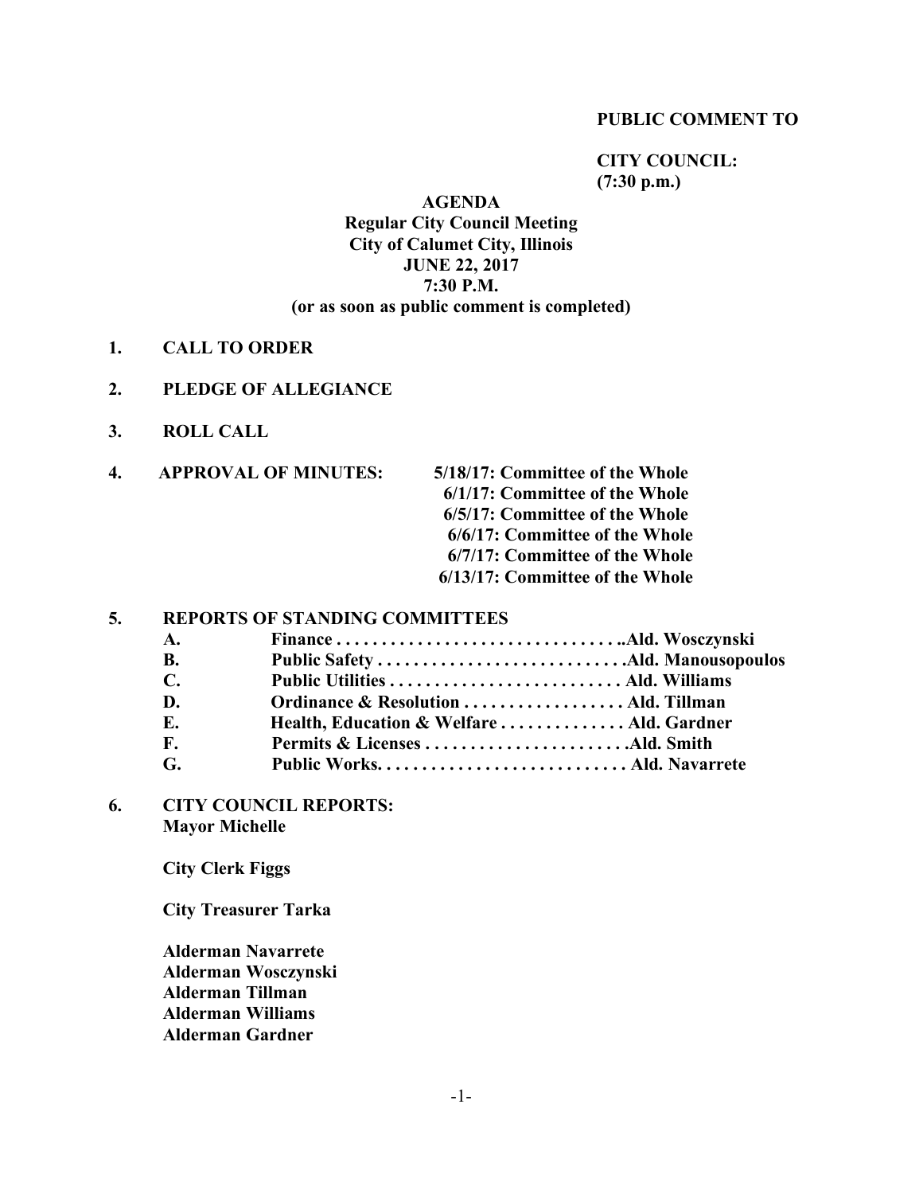**PUBLIC COMMENT TO**

**CITY COUNCIL:**
**(7:30 p.m.)**

# AGENDA
## Regular City Council Meeting
## City of Calumet City, Illinois
## JUNE 22, 2017
## 7:30 P.M.
### (or as soon as public comment is completed)

1. **CALL TO ORDER**

2. **PLEDGE OF ALLEGIANCE**

3. **ROLL CALL**

4. **APPROVAL OF MINUTES:**
   - **5/18/17: Committee of the Whole**
   - **6/1/17: Committee of the Whole**
   - **6/5/17: Committee of the Whole**
   - **6/6/17: Committee of the Whole**
   - **6/7/17: Committee of the Whole**
   - **6/13/17: Committee of the Whole**

5. **REPORTS OF STANDING COMMITTEES**
   - **A. Finance . . . . . . . . . . . . . . . . . . . . . . . . . . . . . . . ..Ald. Wosczynski**
   - **B. Public Safety . . . . . . . . . . . . . . . . . . . . . . . . . . .Ald. Manousopoulos**
   - **C. Public Utilities . . . . . . . . . . . . . . . . . . . . . . . . . . Ald. Williams**
   - **D. Ordinance & Resolution . . . . . . . . . . . . . . . . . . Ald. Tillman**
   - **E. Health, Education & Welfare . . . . . . . . . . . . . . Ald. Gardner**
   - **F. Permits & Licenses . . . . . . . . . . . . . . . . . . . . . . .Ald. Smith**
   - **G. Public Works. . . . . . . . . . . . . . . . . . . . . . . . . . . . Ald. Navarrete**

6. **CITY COUNCIL REPORTS:**
   **Mayor Michelle**

   **City Clerk Figgs**

   **City Treasurer Tarka**

   **Alderman Navarrete**
   **Alderman Wosczynski**
   **Alderman Tillman**
   **Alderman Williams**
   **Alderman Gardner**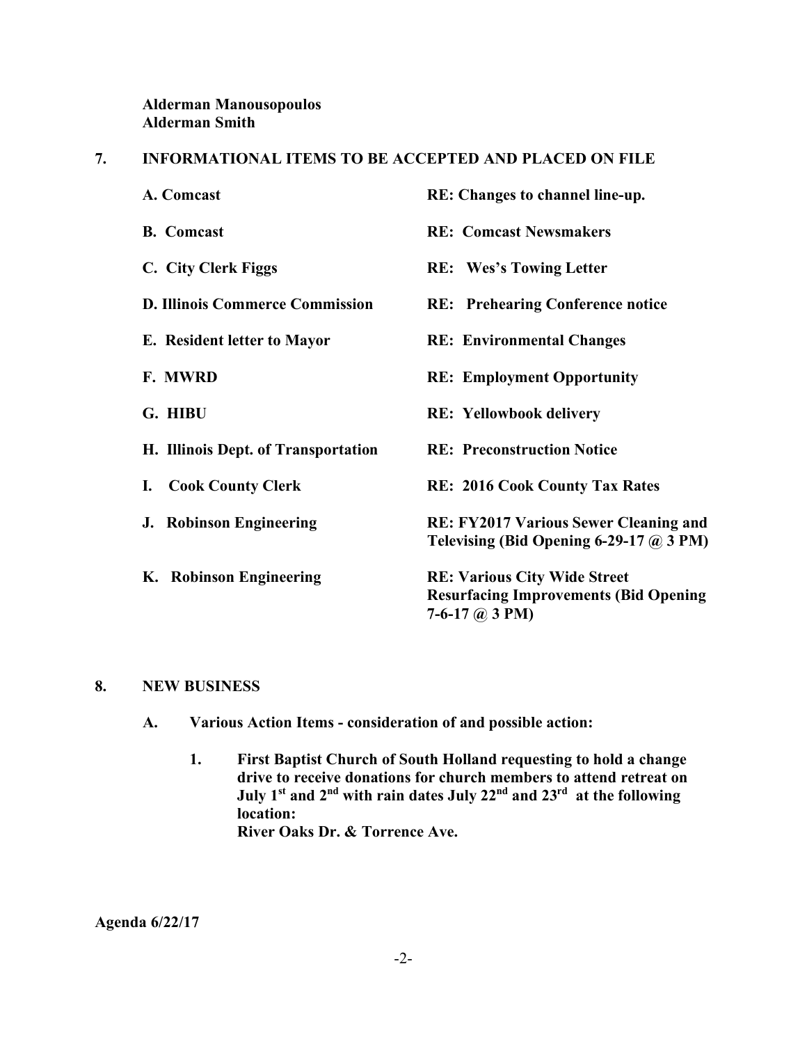**Alderman Manousopoulos**
**Alderman Smith**

## 7. INFORMATIONAL ITEMS TO BE ACCEPTED AND PLACED ON FILE

| | |
|---|---|
| **A. Comcast** | **RE: Changes to channel line-up.** |
| **B. Comcast** | **RE: Comcast Newsmakers** |
| **C. City Clerk Figgs** | **RE: Wes's Towing Letter** |
| **D. Illinois Commerce Commission** | **RE: Prehearing Conference notice** |
| **E. Resident letter to Mayor** | **RE: Environmental Changes** |
| **F. MWRD** | **RE: Employment Opportunity** |
| **G. HIBU** | **RE: Yellowbook delivery** |
| **H. Illinois Dept. of Transportation** | **RE: Preconstruction Notice** |
| **I. Cook County Clerk** | **RE: 2016 Cook County Tax Rates** |
| **J. Robinson Engineering** | **RE: FY2017 Various Sewer Cleaning and Televising (Bid Opening 6-29-17 @ 3 PM)** |
| **K. Robinson Engineering** | **RE: Various City Wide Street Resurfacing Improvements (Bid Opening 7-6-17 @ 3 PM)** |

## 8. NEW BUSINESS

**A. Various Action Items - consideration of and possible action:**

1. **First Baptist Church of South Holland requesting to hold a change drive to receive donations for church members to attend retreat on July 1st and 2nd with rain dates July 22nd and 23rd at the following location:**
   **River Oaks Dr. & Torrence Ave.**

**Agenda 6/22/17**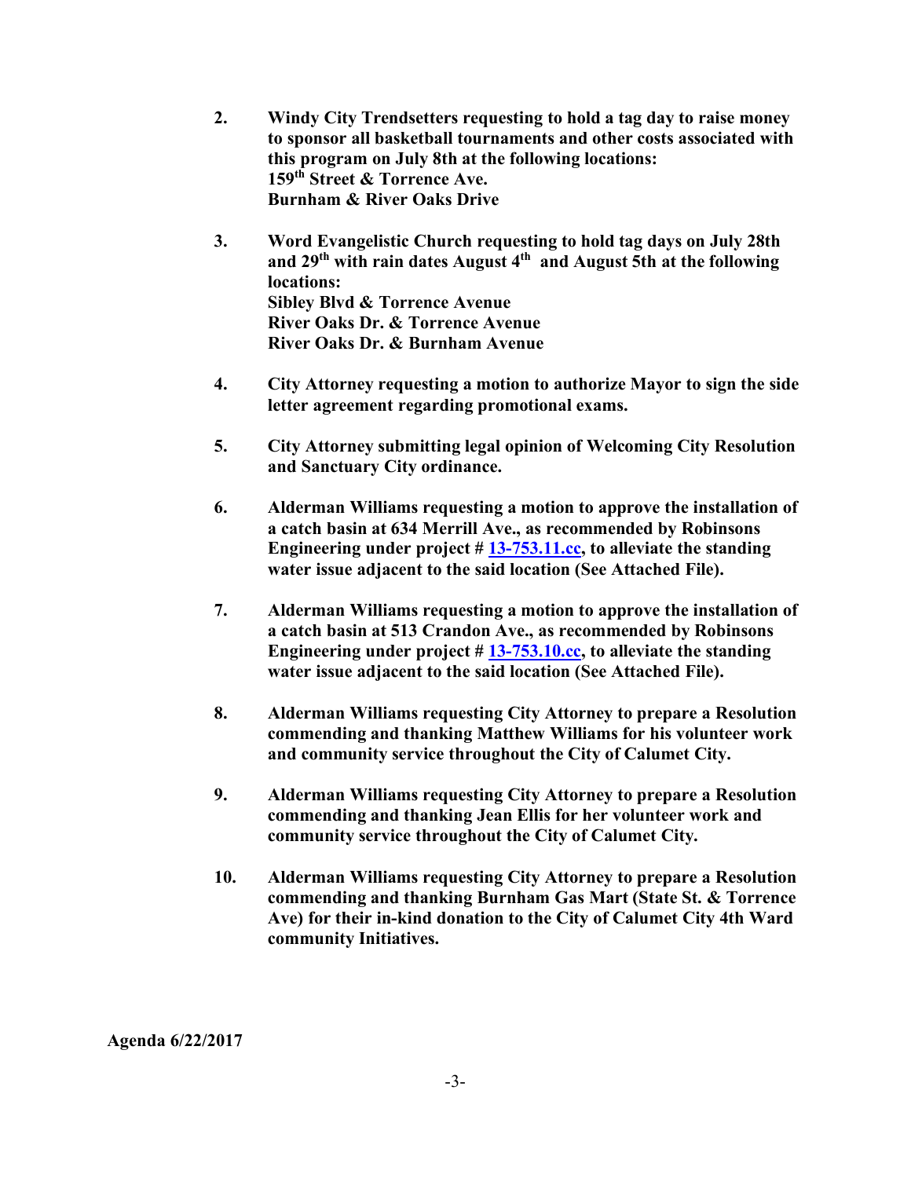2. **Windy City Trendsetters requesting to hold a tag day to raise money to sponsor all basketball tournaments and other costs associated with this program on July 8th at the following locations:**
   **159th Street & Torrence Ave.**
   **Burnham & River Oaks Drive**

3. **Word Evangelistic Church requesting to hold tag days on July 28th and 29th with rain dates August 4th and August 5th at the following locations:**
   **Sibley Blvd & Torrence Avenue**
   **River Oaks Dr. & Torrence Avenue**
   **River Oaks Dr. & Burnham Avenue**

4. **City Attorney requesting a motion to authorize Mayor to sign the side letter agreement regarding promotional exams.**

5. **City Attorney submitting legal opinion of Welcoming City Resolution and Sanctuary City ordinance.**

6. **Alderman Williams requesting a motion to approve the installation of a catch basin at 634 Merrill Ave., as recommended by Robinsons Engineering under project # 13-753.11.cc, to alleviate the standing water issue adjacent to the said location (See Attached File).**

7. **Alderman Williams requesting a motion to approve the installation of a catch basin at 513 Crandon Ave., as recommended by Robinsons Engineering under project # 13-753.10.cc, to alleviate the standing water issue adjacent to the said location (See Attached File).**

8. **Alderman Williams requesting City Attorney to prepare a Resolution commending and thanking Matthew Williams for his volunteer work and community service throughout the City of Calumet City.**

9. **Alderman Williams requesting City Attorney to prepare a Resolution commending and thanking Jean Ellis for her volunteer work and community service throughout the City of Calumet City.**

10. **Alderman Williams requesting City Attorney to prepare a Resolution commending and thanking Burnham Gas Mart (State St. & Torrence Ave) for their in-kind donation to the City of Calumet City 4th Ward community Initiatives.**

**Agenda 6/22/2017**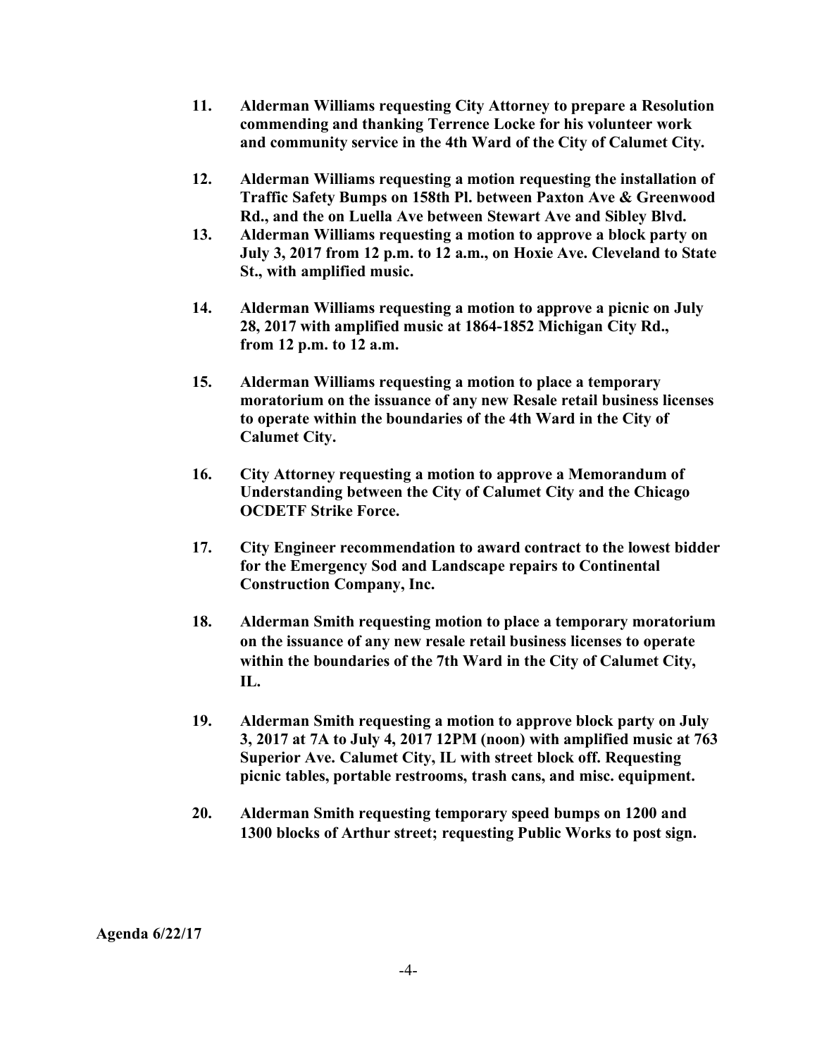11. **Alderman Williams requesting City Attorney to prepare a Resolution commending and thanking Terrence Locke for his volunteer work and community service in the 4th Ward of the City of Calumet City.**

12. **Alderman Williams requesting a motion requesting the installation of Traffic Safety Bumps on 158th Pl. between Paxton Ave & Greenwood Rd., and the on Luella Ave between Stewart Ave and Sibley Blvd.**

13. **Alderman Williams requesting a motion to approve a block party on July 3, 2017 from 12 p.m. to 12 a.m., on Hoxie Ave. Cleveland to State St., with amplified music.**

14. **Alderman Williams requesting a motion to approve a picnic on July 28, 2017 with amplified music at 1864-1852 Michigan City Rd., from 12 p.m. to 12 a.m.**

15. **Alderman Williams requesting a motion to place a temporary moratorium on the issuance of any new Resale retail business licenses to operate within the boundaries of the 4th Ward in the City of Calumet City.**

16. **City Attorney requesting a motion to approve a Memorandum of Understanding between the City of Calumet City and the Chicago OCDETF Strike Force.**

17. **City Engineer recommendation to award contract to the lowest bidder for the Emergency Sod and Landscape repairs to Continental Construction Company, Inc.**

18. **Alderman Smith requesting motion to place a temporary moratorium on the issuance of any new resale retail business licenses to operate within the boundaries of the 7th Ward in the City of Calumet City, IL.**

19. **Alderman Smith requesting a motion to approve block party on July 3, 2017 at 7A to July 4, 2017 12PM (noon) with amplified music at 763 Superior Ave. Calumet City, IL with street block off. Requesting picnic tables, portable restrooms, trash cans, and misc. equipment.**

20. **Alderman Smith requesting temporary speed bumps on 1200 and 1300 blocks of Arthur street; requesting Public Works to post sign.**

**Agenda 6/22/17**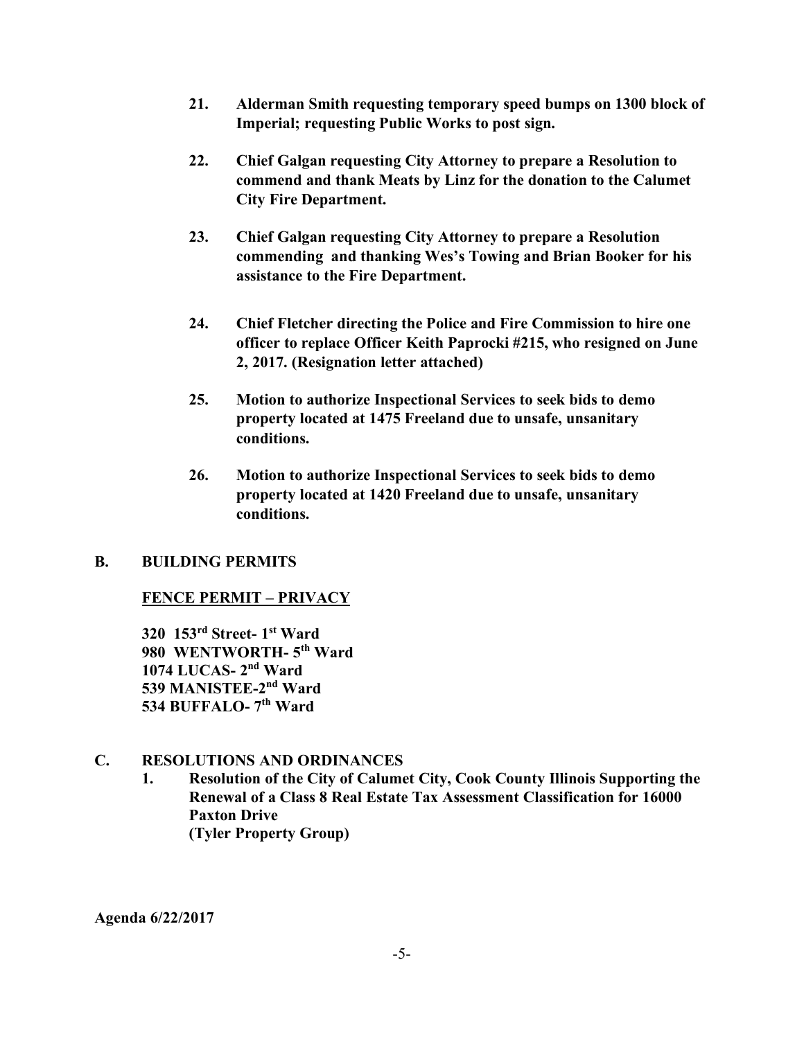21. **Alderman Smith requesting temporary speed bumps on 1300 block of Imperial; requesting Public Works to post sign.**

22. **Chief Galgan requesting City Attorney to prepare a Resolution to commend and thank Meats by Linz for the donation to the Calumet City Fire Department.**

23. **Chief Galgan requesting City Attorney to prepare a Resolution commending and thanking Wes's Towing and Brian Booker for his assistance to the Fire Department.**

24. **Chief Fletcher directing the Police and Fire Commission to hire one officer to replace Officer Keith Paprocki #215, who resigned on June 2, 2017. (Resignation letter attached)**

25. **Motion to authorize Inspectional Services to seek bids to demo property located at 1475 Freeland due to unsafe, unsanitary conditions.**

26. **Motion to authorize Inspectional Services to seek bids to demo property located at 1420 Freeland due to unsafe, unsanitary conditions.**

## B. BUILDING PERMITS

**<u>FENCE PERMIT – PRIVACY</u>**

**320 153rd Street- 1st Ward**
**980 WENTWORTH- 5th Ward**
**1074 LUCAS- 2nd Ward**
**539 MANISTEE-2nd Ward**
**534 BUFFALO- 7th Ward**

## C. RESOLUTIONS AND ORDINANCES

1. **Resolution of the City of Calumet City, Cook County Illinois Supporting the Renewal of a Class 8 Real Estate Tax Assessment Classification for 16000 Paxton Drive**
   **(Tyler Property Group)**

**Agenda 6/22/2017**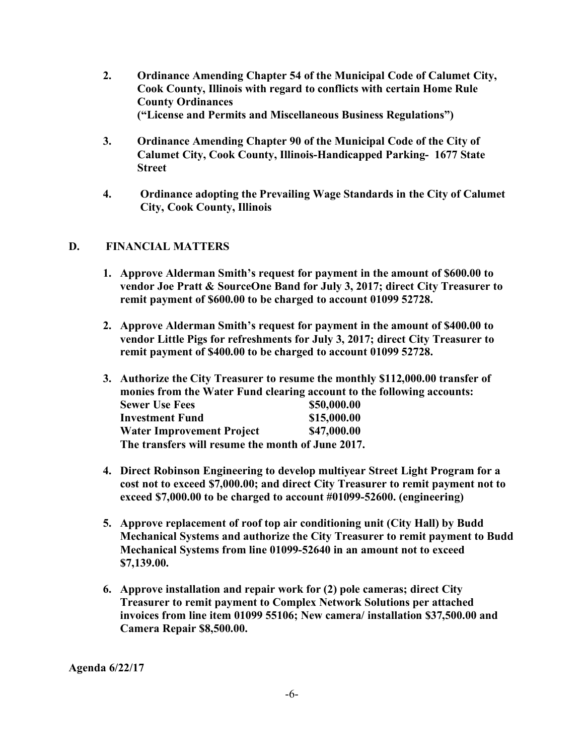2. **Ordinance Amending Chapter 54 of the Municipal Code of Calumet City, Cook County, Illinois with regard to conflicts with certain Home Rule County Ordinances ("License and Permits and Miscellaneous Business Regulations")**

3. **Ordinance Amending Chapter 90 of the Municipal Code of the City of Calumet City, Cook County, Illinois-Handicapped Parking- 1677 State Street**

4. **Ordinance adopting the Prevailing Wage Standards in the City of Calumet City, Cook County, Illinois**

## D. FINANCIAL MATTERS

1. **Approve Alderman Smith's request for payment in the amount of $600.00 to vendor Joe Pratt & SourceOne Band for July 3, 2017; direct City Treasurer to remit payment of $600.00 to be charged to account 01099 52728.**

2. **Approve Alderman Smith's request for payment in the amount of $400.00 to vendor Little Pigs for refreshments for July 3, 2017; direct City Treasurer to remit payment of $400.00 to be charged to account 01099 52728.**

3. **Authorize the City Treasurer to resume the monthly $112,000.00 transfer of monies from the Water Fund clearing account to the following accounts:**

   **Sewer Use Fees $50,000.00**
   **Investment Fund $15,000.00**
   **Water Improvement Project $47,000.00**
   **The transfers will resume the month of June 2017.**

4. **Direct Robinson Engineering to develop multiyear Street Light Program for a cost not to exceed $7,000.00; and direct City Treasurer to remit payment not to exceed $7,000.00 to be charged to account #01099-52600. (engineering)**

5. **Approve replacement of roof top air conditioning unit (City Hall) by Budd Mechanical Systems and authorize the City Treasurer to remit payment to Budd Mechanical Systems from line 01099-52640 in an amount not to exceed $7,139.00.**

6. **Approve installation and repair work for (2) pole cameras; direct City Treasurer to remit payment to Complex Network Solutions per attached invoices from line item 01099 55106; New camera/ installation $37,500.00 and Camera Repair $8,500.00.**

**Agenda 6/22/17**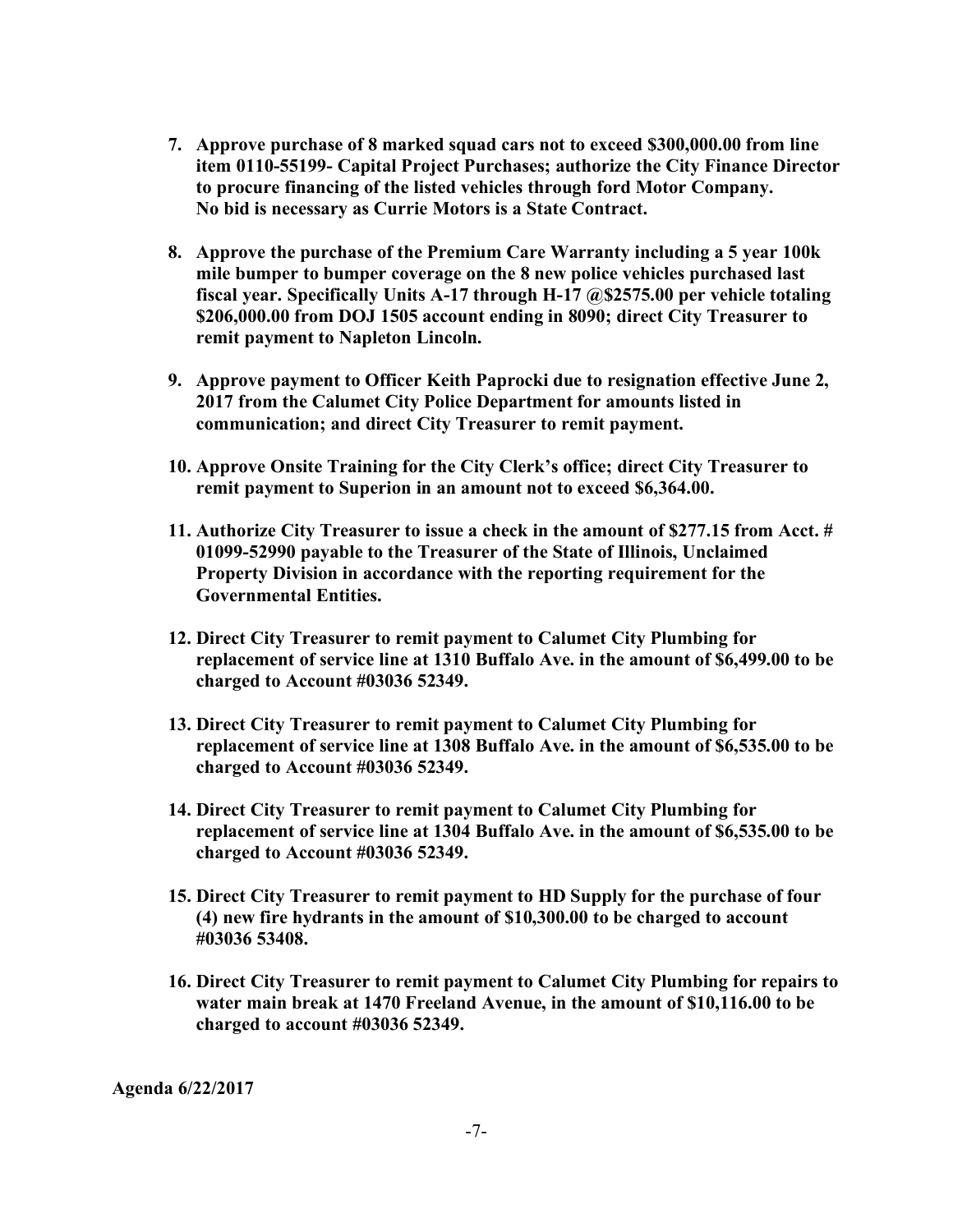7. **Approve purchase of 8 marked squad cars not to exceed $300,000.00 from line item 0110-55199- Capital Project Purchases; authorize the City Finance Director to procure financing of the listed vehicles through ford Motor Company. No bid is necessary as Currie Motors is a State Contract.**

8. **Approve the purchase of the Premium Care Warranty including a 5 year 100k mile bumper to bumper coverage on the 8 new police vehicles purchased last fiscal year. Specifically Units A-17 through H-17 @$2575.00 per vehicle totaling $206,000.00 from DOJ 1505 account ending in 8090; direct City Treasurer to remit payment to Napleton Lincoln.**

9. **Approve payment to Officer Keith Paprocki due to resignation effective June 2, 2017 from the Calumet City Police Department for amounts listed in communication; and direct City Treasurer to remit payment.**

10. **Approve Onsite Training for the City Clerk's office; direct City Treasurer to remit payment to Superion in an amount not to exceed $6,364.00.**

11. **Authorize City Treasurer to issue a check in the amount of $277.15 from Acct. # 01099-52990 payable to the Treasurer of the State of Illinois, Unclaimed Property Division in accordance with the reporting requirement for the Governmental Entities.**

12. **Direct City Treasurer to remit payment to Calumet City Plumbing for replacement of service line at 1310 Buffalo Ave. in the amount of $6,499.00 to be charged to Account #03036 52349.**

13. **Direct City Treasurer to remit payment to Calumet City Plumbing for replacement of service line at 1308 Buffalo Ave. in the amount of $6,535.00 to be charged to Account #03036 52349.**

14. **Direct City Treasurer to remit payment to Calumet City Plumbing for replacement of service line at 1304 Buffalo Ave. in the amount of $6,535.00 to be charged to Account #03036 52349.**

15. **Direct City Treasurer to remit payment to HD Supply for the purchase of four (4) new fire hydrants in the amount of $10,300.00 to be charged to account #03036 53408.**

16. **Direct City Treasurer to remit payment to Calumet City Plumbing for repairs to water main break at 1470 Freeland Avenue, in the amount of $10,116.00 to be charged to account #03036 52349.**

**Agenda 6/22/2017**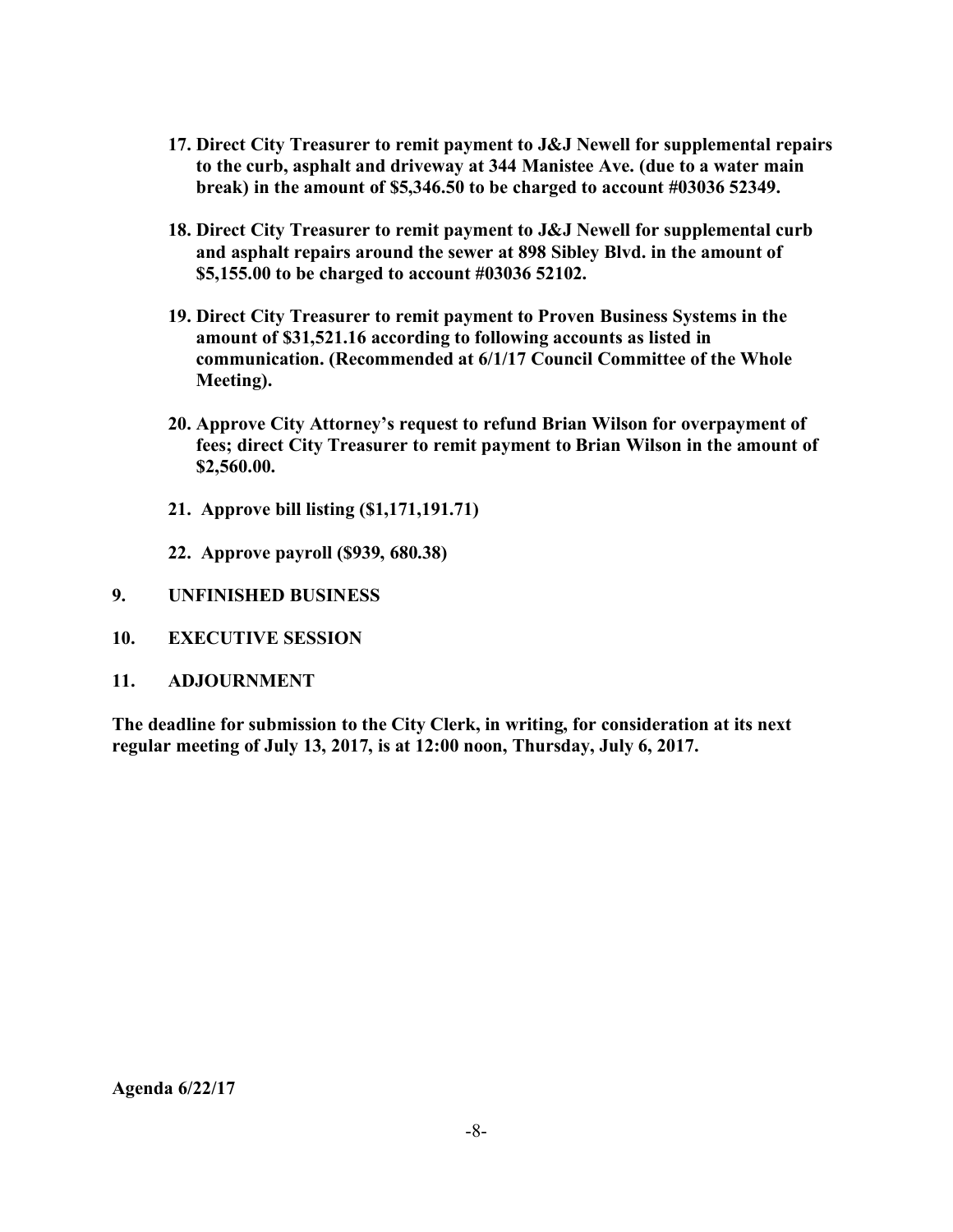17. **Direct City Treasurer to remit payment to J&J Newell for supplemental repairs to the curb, asphalt and driveway at 344 Manistee Ave. (due to a water main break) in the amount of $5,346.50 to be charged to account #03036 52349.**

18. **Direct City Treasurer to remit payment to J&J Newell for supplemental curb and asphalt repairs around the sewer at 898 Sibley Blvd. in the amount of $5,155.00 to be charged to account #03036 52102.**

19. **Direct City Treasurer to remit payment to Proven Business Systems in the amount of $31,521.16 according to following accounts as listed in communication. (Recommended at 6/1/17 Council Committee of the Whole Meeting).**

20. **Approve City Attorney's request to refund Brian Wilson for overpayment of fees; direct City Treasurer to remit payment to Brian Wilson in the amount of $2,560.00.**

21. **Approve bill listing ($1,171,191.71)**

22. **Approve payroll ($939, 680.38)**

**9. UNFINISHED BUSINESS**

**10. EXECUTIVE SESSION**

**11. ADJOURNMENT**

**The deadline for submission to the City Clerk, in writing, for consideration at its next regular meeting of July 13, 2017, is at 12:00 noon, Thursday, July 6, 2017.**

**Agenda 6/22/17**